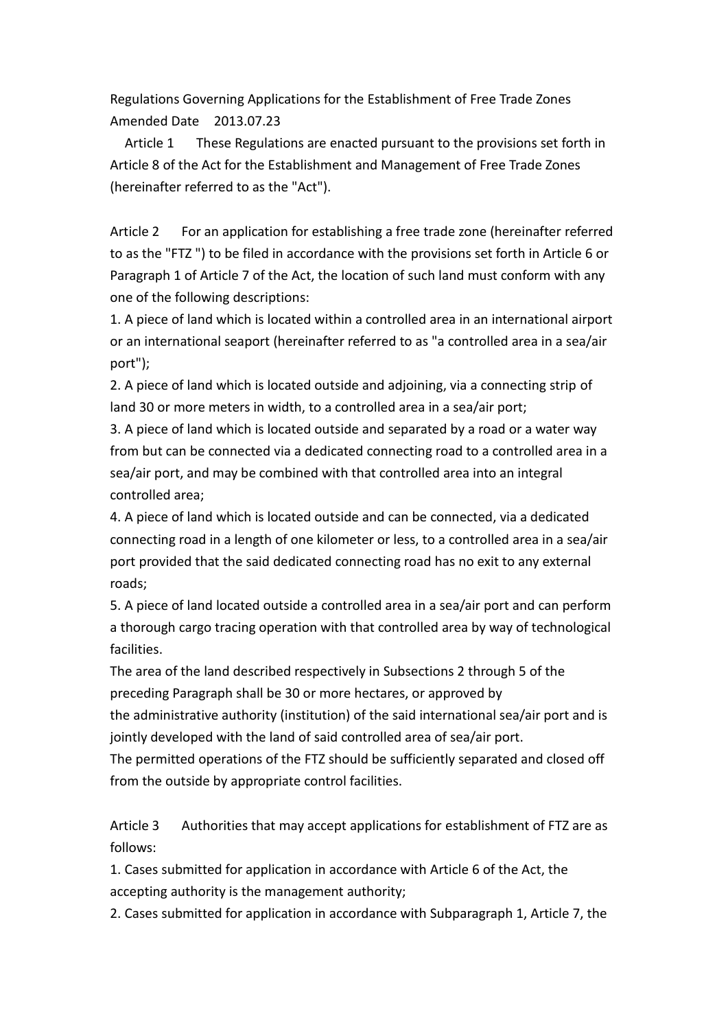# Regulations Governing Applications for the Establishment of Free Trade Zones

Amended Date 2013.07.23

Article 1 These Regulations are enacted pursuant to the provisions set forth in Article 8 of the Act for the Establishment and Management of Free Trade Zones (hereinafter referred to as the "Act").

Article 2 For an application for establishing a free trade zone (hereinafter referred to as the "FTZ ") to be filed in accordance with the provisions set forth in Article 6 or Paragraph 1 of Article 7 of the Act, the location of such land must conform with any one of the following descriptions:

1. A piece of land which is located within a controlled area in an international airport or an international seaport (hereinafter referred to as "a controlled area in a sea/air port");
2. A piece of land which is located outside and adjoining, via a connecting strip of land 30 or more meters in width, to a controlled area in a sea/air port;
3. A piece of land which is located outside and separated by a road or a water way from but can be connected via a dedicated connecting road to a controlled area in a sea/air port, and may be combined with that controlled area into an integral controlled area;
4. A piece of land which is located outside and can be connected, via a dedicated connecting road in a length of one kilometer or less, to a controlled area in a sea/air port provided that the said dedicated connecting road has no exit to any external roads;
5. A piece of land located outside a controlled area in a sea/air port and can perform a thorough cargo tracing operation with that controlled area by way of technological facilities.

The area of the land described respectively in Subsections 2 through 5 of the preceding Paragraph shall be 30 or more hectares, or approved by the administrative authority (institution) of the said international sea/air port and is jointly developed with the land of said controlled area of sea/air port.

The permitted operations of the FTZ should be sufficiently separated and closed off from the outside by appropriate control facilities.

Article 3 Authorities that may accept applications for establishment of FTZ are as follows:

1. Cases submitted for application in accordance with Article 6 of the Act, the accepting authority is the management authority;
2. Cases submitted for application in accordance with Subparagraph 1, Article 7, the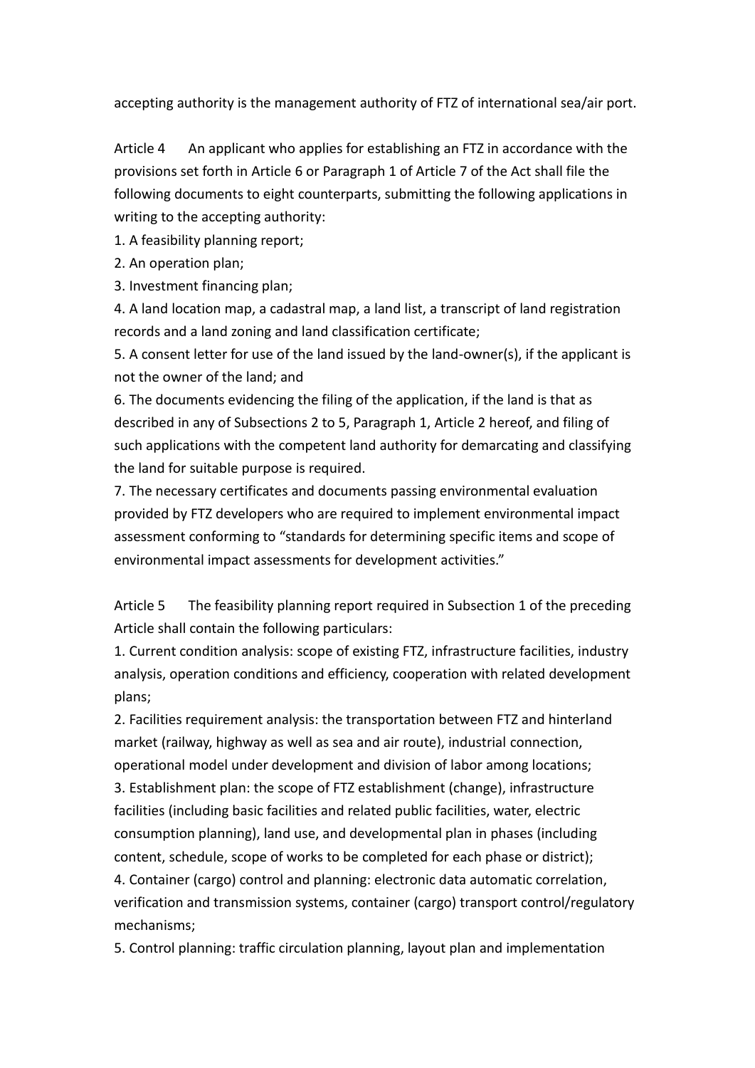accepting authority is the management authority of FTZ of international sea/air port.

Article 4 An applicant who applies for establishing an FTZ in accordance with the provisions set forth in Article 6 or Paragraph 1 of Article 7 of the Act shall file the following documents to eight counterparts, submitting the following applications in writing to the accepting authority:

1. A feasibility planning report;
2. An operation plan;
3. Investment financing plan;
4. A land location map, a cadastral map, a land list, a transcript of land registration records and a land zoning and land classification certificate;
5. A consent letter for use of the land issued by the land-owner(s), if the applicant is not the owner of the land; and
6. The documents evidencing the filing of the application, if the land is that as described in any of Subsections 2 to 5, Paragraph 1, Article 2 hereof, and filing of such applications with the competent land authority for demarcating and classifying the land for suitable purpose is required.
7. The necessary certificates and documents passing environmental evaluation provided by FTZ developers who are required to implement environmental impact assessment conforming to "standards for determining specific items and scope of environmental impact assessments for development activities."

Article 5 The feasibility planning report required in Subsection 1 of the preceding Article shall contain the following particulars:

1. Current condition analysis: scope of existing FTZ, infrastructure facilities, industry analysis, operation conditions and efficiency, cooperation with related development plans;
2. Facilities requirement analysis: the transportation between FTZ and hinterland market (railway, highway as well as sea and air route), industrial connection, operational model under development and division of labor among locations;
3. Establishment plan: the scope of FTZ establishment (change), infrastructure facilities (including basic facilities and related public facilities, water, electric consumption planning), land use, and developmental plan in phases (including content, schedule, scope of works to be completed for each phase or district);
4. Container (cargo) control and planning: electronic data automatic correlation, verification and transmission systems, container (cargo) transport control/regulatory mechanisms;
5. Control planning: traffic circulation planning, layout plan and implementation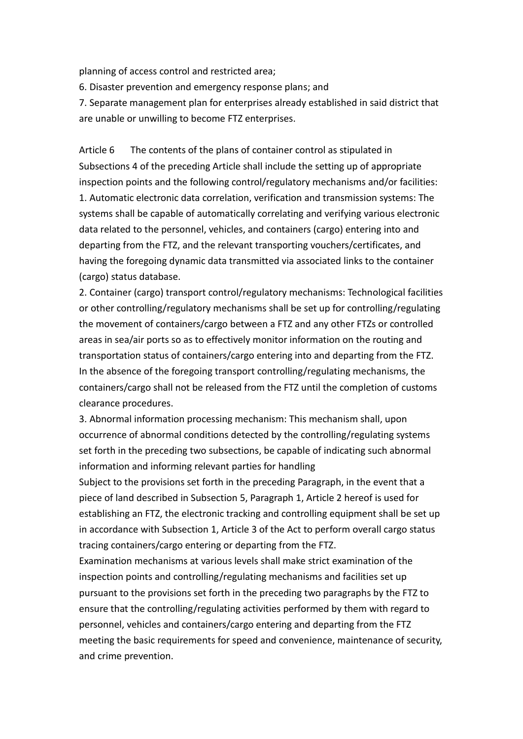planning of access control and restricted area;

6. Disaster prevention and emergency response plans; and

7. Separate management plan for enterprises already established in said district that are unable or unwilling to become FTZ enterprises.

Article 6 The contents of the plans of container control as stipulated in Subsections 4 of the preceding Article shall include the setting up of appropriate inspection points and the following control/regulatory mechanisms and/or facilities:

1. Automatic electronic data correlation, verification and transmission systems: The systems shall be capable of automatically correlating and verifying various electronic data related to the personnel, vehicles, and containers (cargo) entering into and departing from the FTZ, and the relevant transporting vouchers/certificates, and having the foregoing dynamic data transmitted via associated links to the container (cargo) status database.

2. Container (cargo) transport control/regulatory mechanisms: Technological facilities or other controlling/regulatory mechanisms shall be set up for controlling/regulating the movement of containers/cargo between a FTZ and any other FTZs or controlled areas in sea/air ports so as to effectively monitor information on the routing and transportation status of containers/cargo entering into and departing from the FTZ. In the absence of the foregoing transport controlling/regulating mechanisms, the containers/cargo shall not be released from the FTZ until the completion of customs clearance procedures.

3. Abnormal information processing mechanism: This mechanism shall, upon occurrence of abnormal conditions detected by the controlling/regulating systems set forth in the preceding two subsections, be capable of indicating such abnormal information and informing relevant parties for handling

Subject to the provisions set forth in the preceding Paragraph, in the event that a piece of land described in Subsection 5, Paragraph 1, Article 2 hereof is used for establishing an FTZ, the electronic tracking and controlling equipment shall be set up in accordance with Subsection 1, Article 3 of the Act to perform overall cargo status tracing containers/cargo entering or departing from the FTZ.

Examination mechanisms at various levels shall make strict examination of the inspection points and controlling/regulating mechanisms and facilities set up pursuant to the provisions set forth in the preceding two paragraphs by the FTZ to ensure that the controlling/regulating activities performed by them with regard to personnel, vehicles and containers/cargo entering and departing from the FTZ meeting the basic requirements for speed and convenience, maintenance of security, and crime prevention.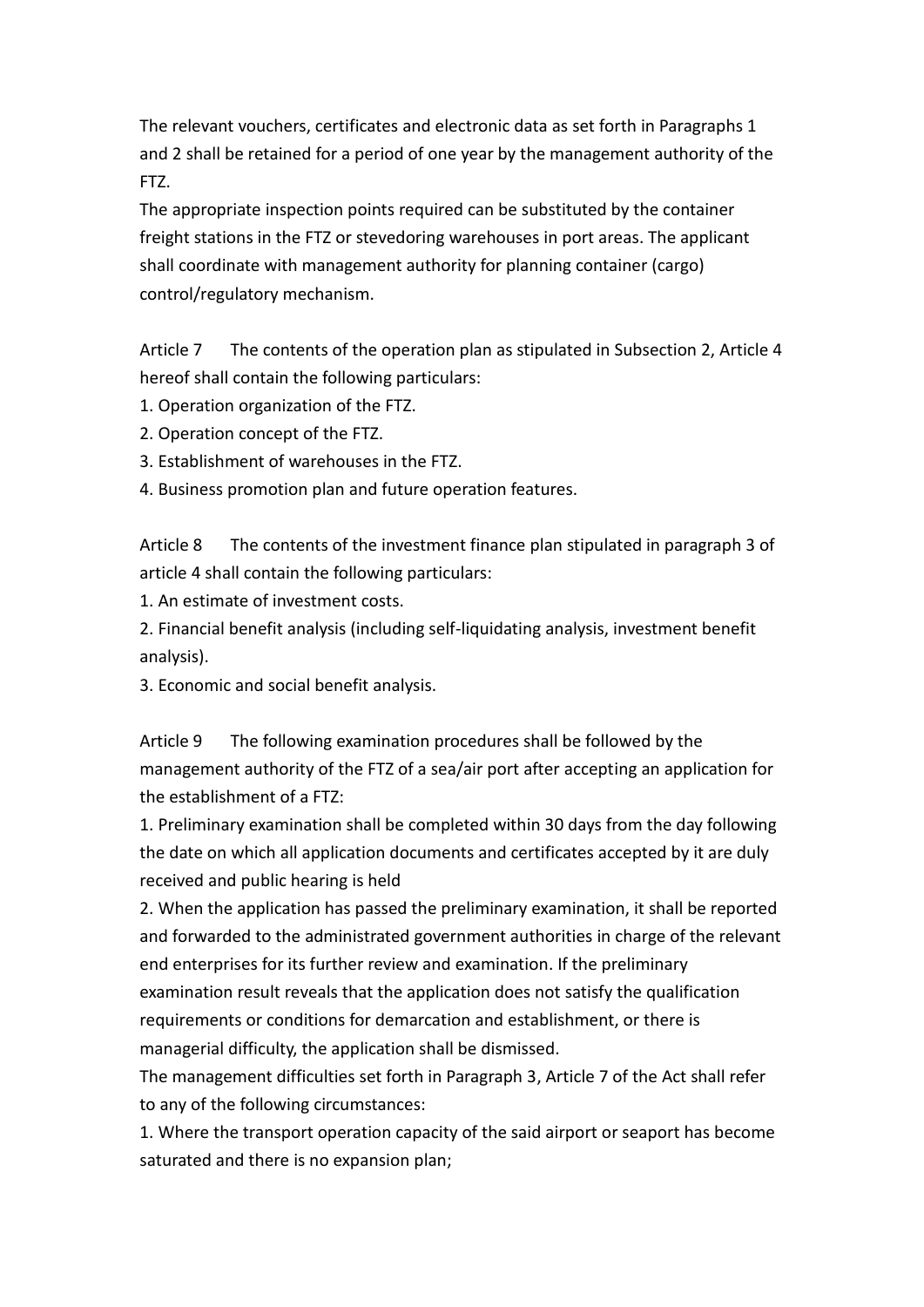The relevant vouchers, certificates and electronic data as set forth in Paragraphs 1 and 2 shall be retained for a period of one year by the management authority of the FTZ.

The appropriate inspection points required can be substituted by the container freight stations in the FTZ or stevedoring warehouses in port areas. The applicant shall coordinate with management authority for planning container (cargo) control/regulatory mechanism.

Article 7 The contents of the operation plan as stipulated in Subsection 2, Article 4 hereof shall contain the following particulars:

1. Operation organization of the FTZ.
2. Operation concept of the FTZ.
3. Establishment of warehouses in the FTZ.
4. Business promotion plan and future operation features.

Article 8 The contents of the investment finance plan stipulated in paragraph 3 of article 4 shall contain the following particulars:

1. An estimate of investment costs.
2. Financial benefit analysis (including self-liquidating analysis, investment benefit analysis).
3. Economic and social benefit analysis.

Article 9 The following examination procedures shall be followed by the management authority of the FTZ of a sea/air port after accepting an application for the establishment of a FTZ:

1. Preliminary examination shall be completed within 30 days from the day following the date on which all application documents and certificates accepted by it are duly received and public hearing is held
2. When the application has passed the preliminary examination, it shall be reported and forwarded to the administrated government authorities in charge of the relevant end enterprises for its further review and examination. If the preliminary examination result reveals that the application does not satisfy the qualification requirements or conditions for demarcation and establishment, or there is managerial difficulty, the application shall be dismissed.

The management difficulties set forth in Paragraph 3, Article 7 of the Act shall refer to any of the following circumstances:

1. Where the transport operation capacity of the said airport or seaport has become saturated and there is no expansion plan;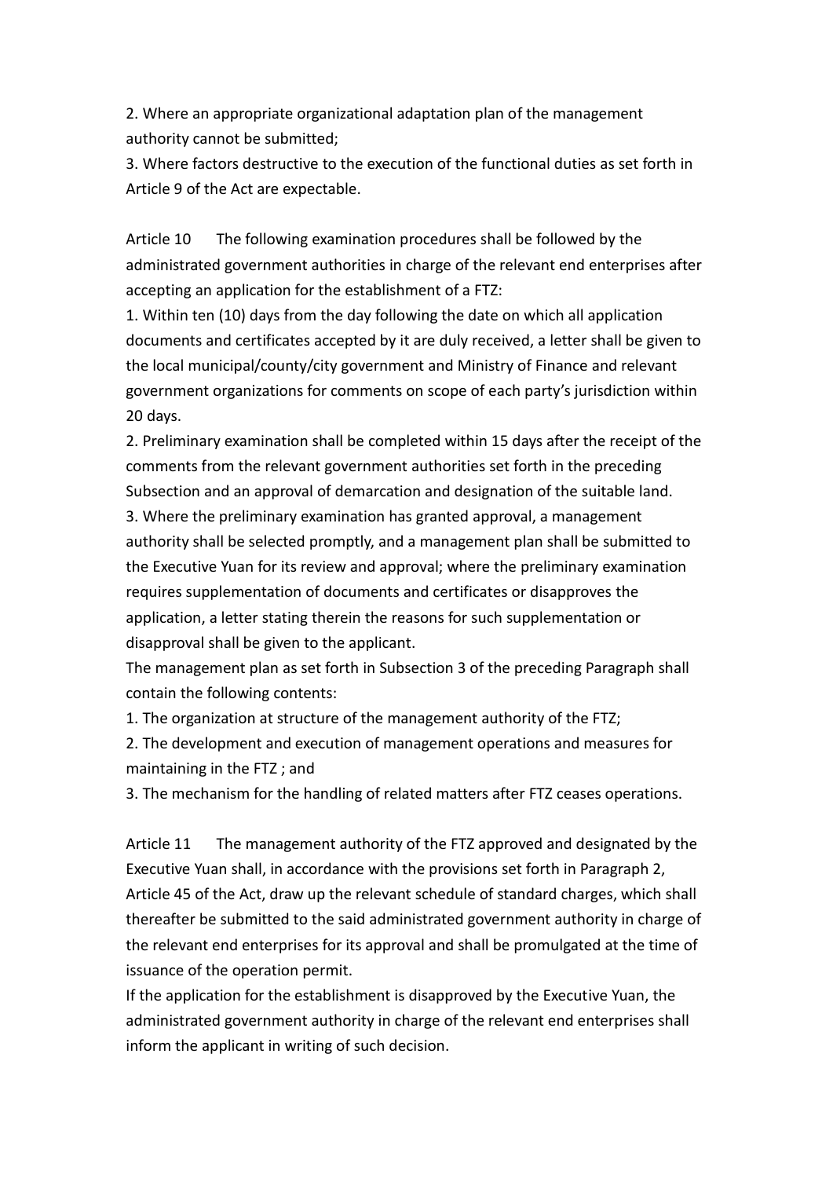2. Where an appropriate organizational adaptation plan of the management authority cannot be submitted;

3. Where factors destructive to the execution of the functional duties as set forth in Article 9 of the Act are expectable.

Article 10　The following examination procedures shall be followed by the administrated government authorities in charge of the relevant end enterprises after accepting an application for the establishment of a FTZ:

1. Within ten (10) days from the day following the date on which all application documents and certificates accepted by it are duly received, a letter shall be given to the local municipal/county/city government and Ministry of Finance and relevant government organizations for comments on scope of each party's jurisdiction within 20 days.

2. Preliminary examination shall be completed within 15 days after the receipt of the comments from the relevant government authorities set forth in the preceding Subsection and an approval of demarcation and designation of the suitable land.

3. Where the preliminary examination has granted approval, a management authority shall be selected promptly, and a management plan shall be submitted to the Executive Yuan for its review and approval; where the preliminary examination requires supplementation of documents and certificates or disapproves the application, a letter stating therein the reasons for such supplementation or disapproval shall be given to the applicant.

The management plan as set forth in Subsection 3 of the preceding Paragraph shall contain the following contents:

1. The organization at structure of the management authority of the FTZ;

2. The development and execution of management operations and measures for maintaining in the FTZ ; and

3. The mechanism for the handling of related matters after FTZ ceases operations.

Article 11　The management authority of the FTZ approved and designated by the Executive Yuan shall, in accordance with the provisions set forth in Paragraph 2, Article 45 of the Act, draw up the relevant schedule of standard charges, which shall thereafter be submitted to the said administrated government authority in charge of the relevant end enterprises for its approval and shall be promulgated at the time of issuance of the operation permit.

If the application for the establishment is disapproved by the Executive Yuan, the administrated government authority in charge of the relevant end enterprises shall inform the applicant in writing of such decision.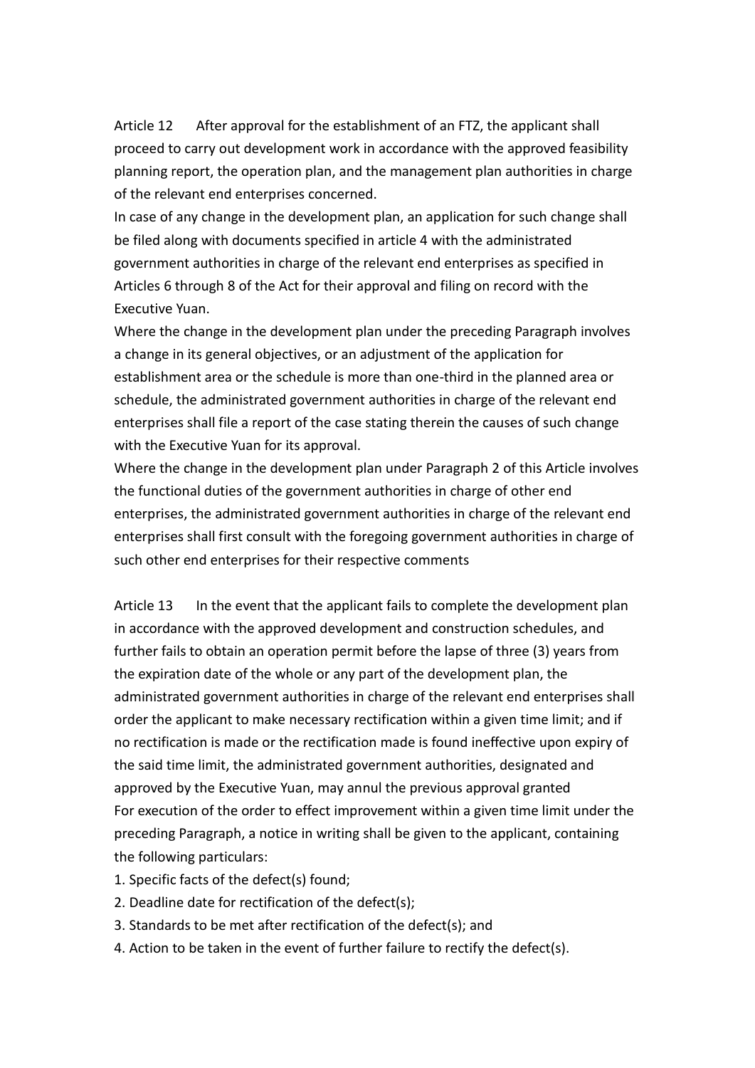Article 12 After approval for the establishment of an FTZ, the applicant shall proceed to carry out development work in accordance with the approved feasibility planning report, the operation plan, and the management plan authorities in charge of the relevant end enterprises concerned.

In case of any change in the development plan, an application for such change shall be filed along with documents specified in article 4 with the administrated government authorities in charge of the relevant end enterprises as specified in Articles 6 through 8 of the Act for their approval and filing on record with the Executive Yuan.

Where the change in the development plan under the preceding Paragraph involves a change in its general objectives, or an adjustment of the application for establishment area or the schedule is more than one-third in the planned area or schedule, the administrated government authorities in charge of the relevant end enterprises shall file a report of the case stating therein the causes of such change with the Executive Yuan for its approval.

Where the change in the development plan under Paragraph 2 of this Article involves the functional duties of the government authorities in charge of other end enterprises, the administrated government authorities in charge of the relevant end enterprises shall first consult with the foregoing government authorities in charge of such other end enterprises for their respective comments

Article 13 In the event that the applicant fails to complete the development plan in accordance with the approved development and construction schedules, and further fails to obtain an operation permit before the lapse of three (3) years from the expiration date of the whole or any part of the development plan, the administrated government authorities in charge of the relevant end enterprises shall order the applicant to make necessary rectification within a given time limit; and if no rectification is made or the rectification made is found ineffective upon expiry of the said time limit, the administrated government authorities, designated and approved by the Executive Yuan, may annul the previous approval granted

For execution of the order to effect improvement within a given time limit under the preceding Paragraph, a notice in writing shall be given to the applicant, containing the following particulars:

1. Specific facts of the defect(s) found;
2. Deadline date for rectification of the defect(s);
3. Standards to be met after rectification of the defect(s); and
4. Action to be taken in the event of further failure to rectify the defect(s).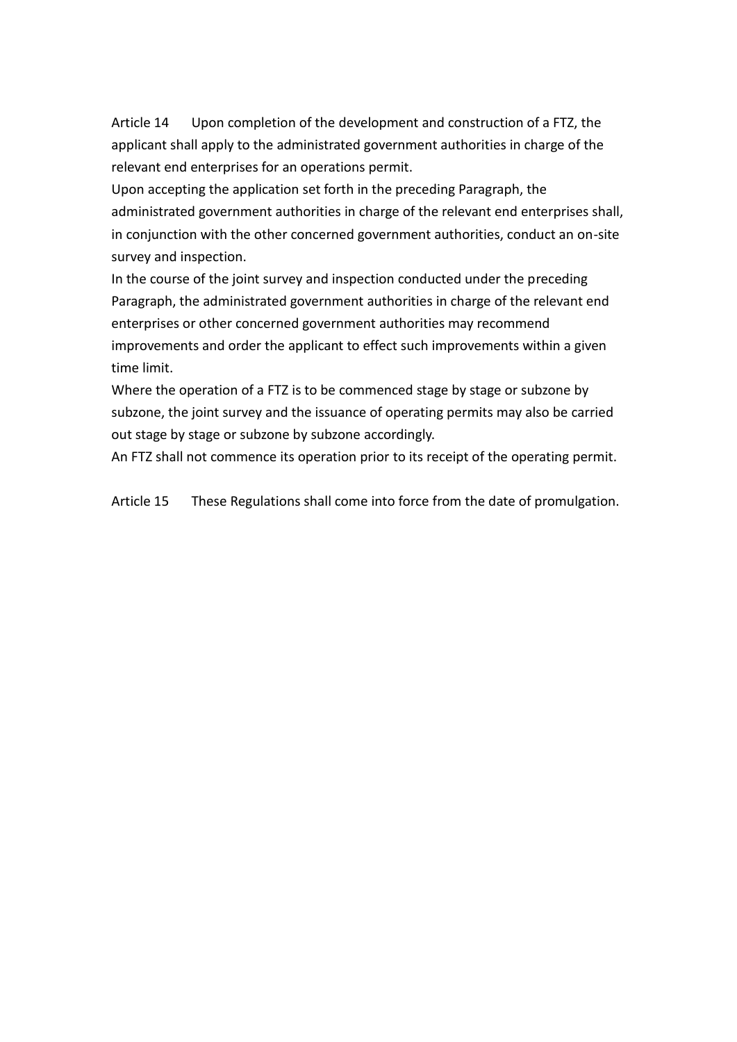Article 14　Upon completion of the development and construction of a FTZ, the applicant shall apply to the administrated government authorities in charge of the relevant end enterprises for an operations permit.

Upon accepting the application set forth in the preceding Paragraph, the administrated government authorities in charge of the relevant end enterprises shall, in conjunction with the other concerned government authorities, conduct an on-site survey and inspection.

In the course of the joint survey and inspection conducted under the preceding Paragraph, the administrated government authorities in charge of the relevant end enterprises or other concerned government authorities may recommend improvements and order the applicant to effect such improvements within a given time limit.

Where the operation of a FTZ is to be commenced stage by stage or subzone by subzone, the joint survey and the issuance of operating permits may also be carried out stage by stage or subzone by subzone accordingly.

An FTZ shall not commence its operation prior to its receipt of the operating permit.

Article 15　These Regulations shall come into force from the date of promulgation.